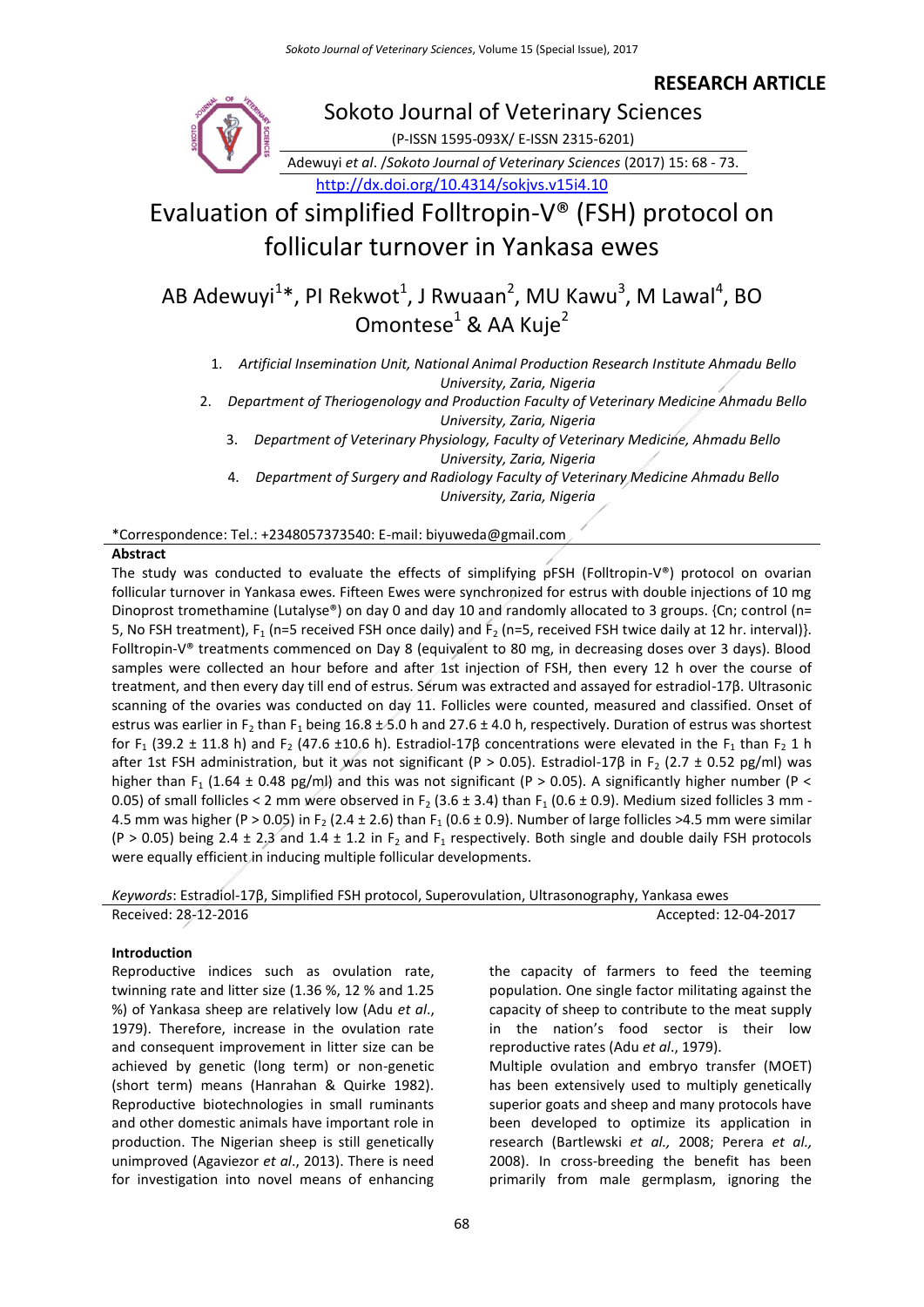**RESEARCH ARTICLE**

Sokoto Journal of Veterinary Sciences

(P-ISSN 1595-093X/ E-ISSN 2315-6201)

Adewuyi *et al*. /*Sokoto Journal of Veterinary Sciences* (2017) 15: 68 - 73.

http://dx.doi.org/10.4314/sokjvs.v15i4.10

# Evaluation of simplified Folltropin-V® (FSH) protocol on follicular turnover in Yankasa ewes

AB Adewuyi[1]*, PI Rekwot[1], J Rwuaan[2], MU Kawu[3], M Lawal[4], BO Omontese[1] & AA Kuje[2]

1. *Artificial Insemination Unit, National Animal Production Research Institute Ahmadu Bello University, Zaria, Nigeria*
2. *Department of Theriogenology and Production Faculty of Veterinary Medicine Ahmadu Bello University, Zaria, Nigeria*
3. *Department of Veterinary Physiology, Faculty of Veterinary Medicine, Ahmadu Bello University, Zaria, Nigeria*
4. *Department of Surgery and Radiology Faculty of Veterinary Medicine Ahmadu Bello University, Zaria, Nigeria*

*Correspondence: Tel.: +2348057373540: E-mail: biyuweda@gmail.com

**Abstract**

The study was conducted to evaluate the effects of simplifying pFSH (Folltropin-V®) protocol on ovarian follicular turnover in Yankasa ewes. Fifteen Ewes were synchronized for estrus with double injections of 10 mg Dinoprost tromethamine (Lutalyse®) on day 0 and day 10 and randomly allocated to 3 groups. {Cn; control (n= 5, No FSH treatment), $F_1$ (n=5 received FSH once daily) and $F_2$ (n=5, received FSH twice daily at 12 hr. interval)}. Folltropin-V® treatments commenced on Day 8 (equivalent to 80 mg, in decreasing doses over 3 days). Blood samples were collected an hour before and after 1st injection of FSH, then every 12 h over the course of treatment, and then every day till end of estrus. Serum was extracted and assayed for estradiol-17β. Ultrasonic scanning of the ovaries was conducted on day 11. Follicles were counted, measured and classified. Onset of estrus was earlier in $F_2$ than $F_1$ being 16.8 ± 5.0 h and 27.6 ± 4.0 h, respectively. Duration of estrus was shortest for $F_1$ (39.2 ± 11.8 h) and $F_2$ (47.6 ±10.6 h). Estradiol-17β concentrations were elevated in the $F_1$ than $F_2$ 1 h after 1st FSH administration, but it was not significant ($P > 0.05$). Estradiol-17β in $F_2$ (2.7 ± 0.52 pg/ml) was higher than $F_1$ (1.64 ± 0.48 pg/ml) and this was not significant ($P > 0.05$). A significantly higher number ($P < 0.05$) of small follicles < 2 mm were observed in $F_2$ (3.6 ± 3.4) than $F_1$ (0.6 ± 0.9). Medium sized follicles 3 mm - 4.5 mm was higher ($P > 0.05$) in $F_2$ (2.4 ± 2.6) than $F_1$ (0.6 ± 0.9). Number of large follicles >4.5 mm were similar ($P > 0.05$) being 2.4 ± 2.3 and 1.4 ± 1.2 in $F_2$ and $F_1$ respectively. Both single and double daily FSH protocols were equally efficient in inducing multiple follicular developments.

*Keywords*: Estradiol-17β, Simplified FSH protocol, Superovulation, Ultrasonography, Yankasa ewes

Received: 28-12-2016 Accepted: 12-04-2017

**Introduction**

Reproductive indices such as ovulation rate, twinning rate and litter size (1.36 %, 12 % and 1.25 %) of Yankasa sheep are relatively low (Adu *et al*., 1979). Therefore, increase in the ovulation rate and consequent improvement in litter size can be achieved by genetic (long term) or non-genetic (short term) means (Hanrahan & Quirke 1982). Reproductive biotechnologies in small ruminants and other domestic animals have important role in production. The Nigerian sheep is still genetically unimproved (Agaviezor *et al*., 2013). There is need for investigation into novel means of enhancing the capacity of farmers to feed the teeming population. One single factor militating against the capacity of sheep to contribute to the meat supply in the nation's food sector is their low reproductive rates (Adu *et al*., 1979).

Multiple ovulation and embryo transfer (MOET) has been extensively used to multiply genetically superior goats and sheep and many protocols have been developed to optimize its application in research (Bartlewski *et al.,* 2008; Perera *et al.,* 2008). In cross-breeding the benefit has been primarily from male germplasm, ignoring the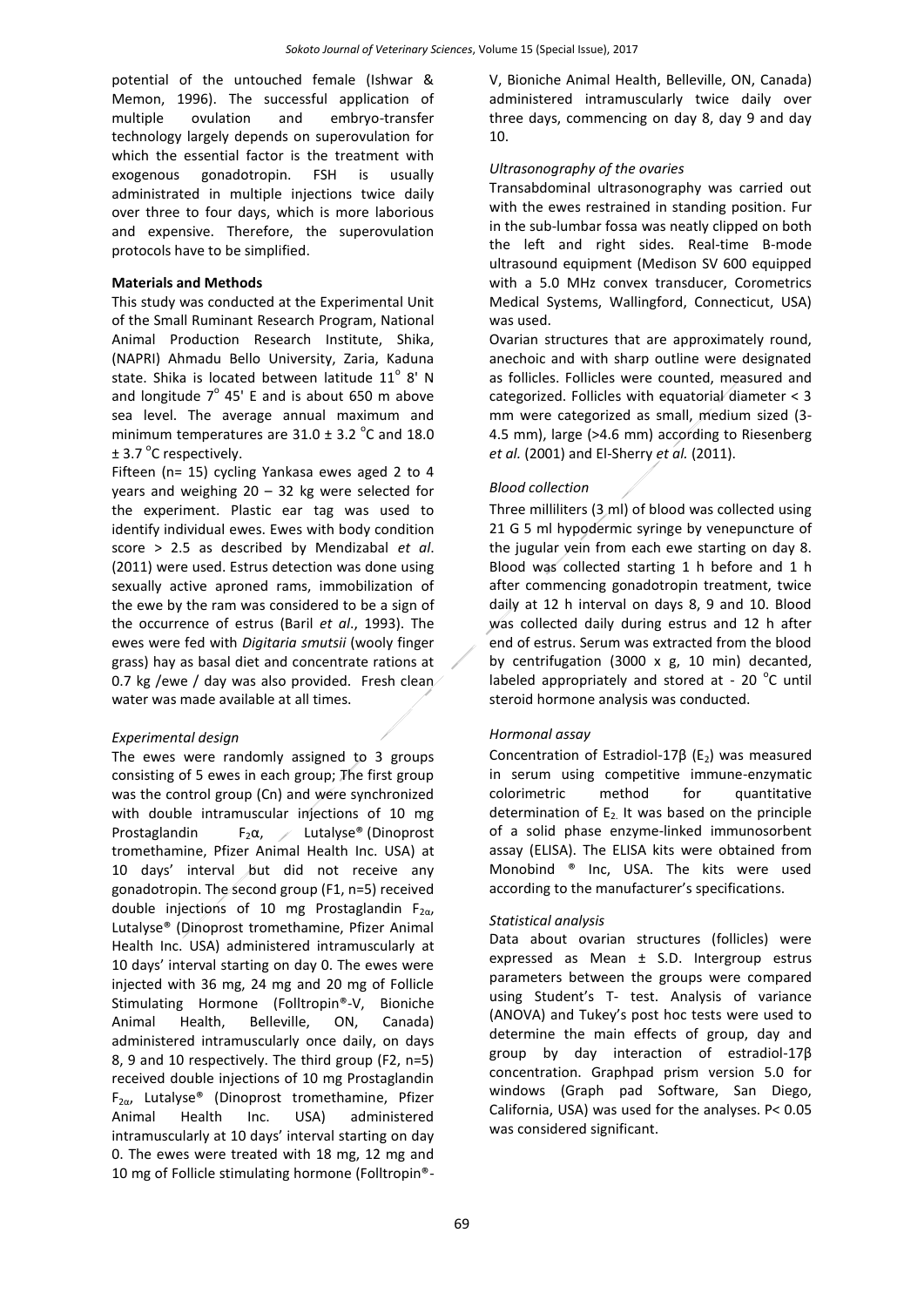potential of the untouched female (Ishwar & Memon, 1996). The successful application of multiple ovulation and embryo-transfer technology largely depends on superovulation for which the essential factor is the treatment with exogenous gonadotropin. FSH is usually administrated in multiple injections twice daily over three to four days, which is more laborious and expensive. Therefore, the superovulation protocols have to be simplified.

## Materials and Methods

This study was conducted at the Experimental Unit of the Small Ruminant Research Program, National Animal Production Research Institute, Shika, (NAPRI) Ahmadu Bello University, Zaria, Kaduna state. Shika is located between latitude 11° 8' N and longitude 7° 45' E and is about 650 m above sea level. The average annual maximum and minimum temperatures are 31.0 ± 3.2 °C and 18.0 ± 3.7 °C respectively.

Fifteen (n= 15) cycling Yankasa ewes aged 2 to 4 years and weighing 20 – 32 kg were selected for the experiment. Plastic ear tag was used to identify individual ewes. Ewes with body condition score > 2.5 as described by Mendizabal *et al*. (2011) were used. Estrus detection was done using sexually active aproned rams, immobilization of the ewe by the ram was considered to be a sign of the occurrence of estrus (Baril *et al*., 1993). The ewes were fed with *Digitaria smutsii* (wooly finger grass) hay as basal diet and concentrate rations at 0.7 kg /ewe / day was also provided. Fresh clean water was made available at all times.

### *Experimental design*

The ewes were randomly assigned to 3 groups consisting of 5 ewes in each group; The first group was the control group (Cn) and were synchronized with double intramuscular injections of 10 mg Prostaglandin $F_2\alpha$, Lutalyse® (Dinoprost tromethamine, Pfizer Animal Health Inc. USA) at 10 days' interval but did not receive any gonadotropin. The second group (F1, n=5) received double injections of 10 mg Prostaglandin $F_{2\alpha}$, Lutalyse® (Dinoprost tromethamine, Pfizer Animal Health Inc. USA) administered intramuscularly at 10 days' interval starting on day 0. The ewes were injected with 36 mg, 24 mg and 20 mg of Follicle Stimulating Hormone (Folltropin®-V, Bioniche Animal Health, Belleville, ON, Canada) administered intramuscularly once daily, on days 8, 9 and 10 respectively. The third group (F2, n=5) received double injections of 10 mg Prostaglandin $F_{2\alpha}$, Lutalyse® (Dinoprost tromethamine, Pfizer Animal Health Inc. USA) administered intramuscularly at 10 days' interval starting on day 0. The ewes were treated with 18 mg, 12 mg and 10 mg of Follicle stimulating hormone (Folltropin®-V, Bioniche Animal Health, Belleville, ON, Canada) administered intramuscularly twice daily over three days, commencing on day 8, day 9 and day 10.

### *Ultrasonography of the ovaries*

Transabdominal ultrasonography was carried out with the ewes restrained in standing position. Fur in the sub-lumbar fossa was neatly clipped on both the left and right sides. Real-time B-mode ultrasound equipment (Medison SV 600 equipped with a 5.0 MHz convex transducer, Corometrics Medical Systems, Wallingford, Connecticut, USA) was used.

Ovarian structures that are approximately round, anechoic and with sharp outline were designated as follicles. Follicles were counted, measured and categorized. Follicles with equatorial diameter < 3 mm were categorized as small, medium sized (3-4.5 mm), large (>4.6 mm) according to Riesenberg *et al.* (2001) and El-Sherry *et al.* (2011).

### *Blood collection*

Three milliliters (3 ml) of blood was collected using 21 G 5 ml hypodermic syringe by venepuncture of the jugular vein from each ewe starting on day 8. Blood was collected starting 1 h before and 1 h after commencing gonadotropin treatment, twice daily at 12 h interval on days 8, 9 and 10. Blood was collected daily during estrus and 12 h after end of estrus. Serum was extracted from the blood by centrifugation (3000 x g, 10 min) decanted, labeled appropriately and stored at - 20 °C until steroid hormone analysis was conducted.

### *Hormonal assay*

Concentration of Estradiol-17β ($E_2$) was measured in serum using competitive immune-enzymatic colorimetric method for quantitative determination of $E_2$. It was based on the principle of a solid phase enzyme-linked immunosorbent assay (ELISA). The ELISA kits were obtained from Monobind ® Inc, USA. The kits were used according to the manufacturer's specifications.

### *Statistical analysis*

Data about ovarian structures (follicles) were expressed as Mean ± S.D. Intergroup estrus parameters between the groups were compared using Student's T- test. Analysis of variance (ANOVA) and Tukey's post hoc tests were used to determine the main effects of group, day and group by day interaction of estradiol-17β concentration. Graphpad prism version 5.0 for windows (Graph pad Software, San Diego, California, USA) was used for the analyses. $P< 0.05$ was considered significant.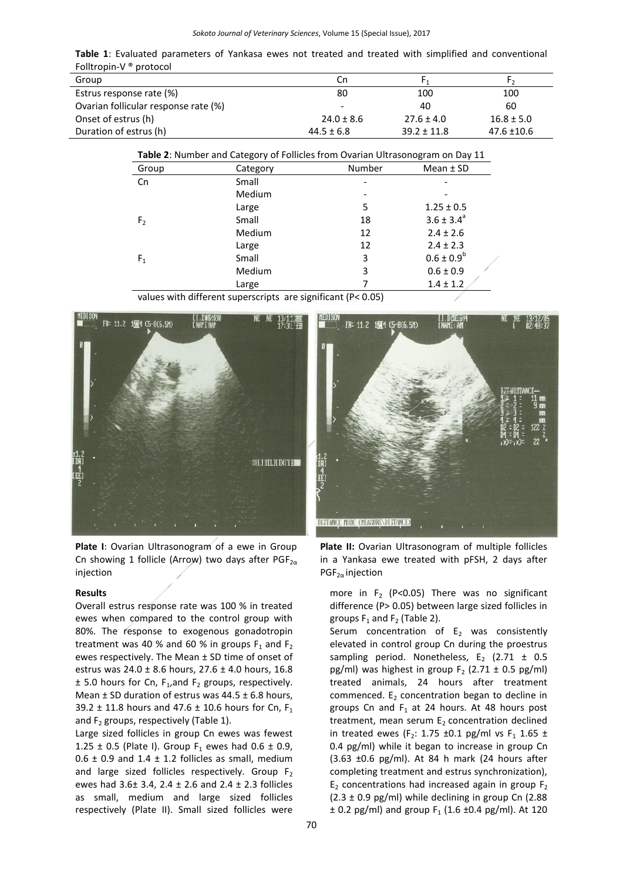**Table 1**: Evaluated parameters of Yankasa ewes not treated and treated with simplified and conventional Folltropin-V ® protocol

| Group | Cn | $F_1$ | $F_2$ |
|---|---|---|---|
| Estrus response rate (%) | 80 | 100 | 100 |
| Ovarian follicular response rate (%) | - | 40 | 60 |
| Onset of estrus (h) | 24.0 ± 8.6 | 27.6 ± 4.0 | 16.8 ± 5.0 |
| Duration of estrus (h) | 44.5 ± 6.8 | 39.2 ± 11.8 | 47.6 ±10.6 |

**Table 2**: Number and Category of Follicles from Ovarian Ultrasonogram on Day 11

| Group | Category | Number | Mean ± SD |
|---|---|---|---|
| Cn | Small | - | - |
| | Medium | - | - |
| | Large | 5 | 1.25 ± 0.5 |
| $F_2$ | Small | 18 | 3.6 ± 3.4[a] |
| | Medium | 12 | 2.4 ± 2.6 |
| | Large | 12 | 2.4 ± 2.3 |
| $F_1$ | Small | 3 | 0.6 ± 0.9[b] |
| | Medium | 3 | 0.6 ± 0.9 |
| | Large | 7 | 1.4 ± 1.2 |

values with different superscripts are significant (P< 0.05)

**Plate I**: Ovarian Ultrasonogram of a ewe in Group Cn showing 1 follicle (Arrow) two days after $PGF_{2\alpha}$ injection

**Plate II:** Ovarian Ultrasonogram of multiple follicles in a Yankasa ewe treated with pFSH, 2 days after $PGF_{2\alpha}$ injection

### Results

Overall estrus response rate was 100 % in treated ewes when compared to the control group with 80%. The response to exogenous gonadotropin treatment was 40 % and 60 % in groups $F_1$ and $F_2$ ewes respectively. The Mean ± SD time of onset of estrus was 24.0 ± 8.6 hours, 27.6 ± 4.0 hours, 16.8 ± 5.0 hours for Cn, $F_1$, and $F_2$ groups, respectively. Mean ± SD duration of estrus was 44.5 ± 6.8 hours, 39.2 ± 11.8 hours and 47.6 ± 10.6 hours for Cn, $F_1$ and $F_2$ groups, respectively (Table 1).

Large sized follicles in group Cn ewes was fewest 1.25 ± 0.5 (Plate I). Group $F_1$ ewes had 0.6 ± 0.9, 0.6 ± 0.9 and 1.4 ± 1.2 follicles as small, medium and large sized follicles respectively. Group $F_2$ ewes had 3.6± 3.4, 2.4 ± 2.6 and 2.4 ± 2.3 follicles as small, medium and large sized follicles respectively (Plate II). Small sized follicles were more in $F_2$ (P<0.05) There was no significant difference (P> 0.05) between large sized follicles in groups $F_1$ and $F_2$ (Table 2).

Serum concentration of $E_2$ was consistently elevated in control group Cn during the proestrus sampling period. Nonetheless, $E_2$ (2.71 ± 0.5 pg/ml) was highest in group $F_2$ (2.71 ± 0.5 pg/ml) treated animals, 24 hours after treatment commenced. $E_2$ concentration began to decline in groups Cn and $F_1$ at 24 hours. At 48 hours post treatment, mean serum $E_2$ concentration declined in treated ewes ($F_2$: 1.75 ±0.1 pg/ml vs $F_1$ 1.65 ± 0.4 pg/ml) while it began to increase in group Cn (3.63 ±0.6 pg/ml). At 84 h mark (24 hours after completing treatment and estrus synchronization), $E_2$ concentrations had increased again in group $F_2$ (2.3 ± 0.9 pg/ml) while declining in group Cn (2.88 ± 0.2 pg/ml) and group $F_1$ (1.6 ±0.4 pg/ml). At 120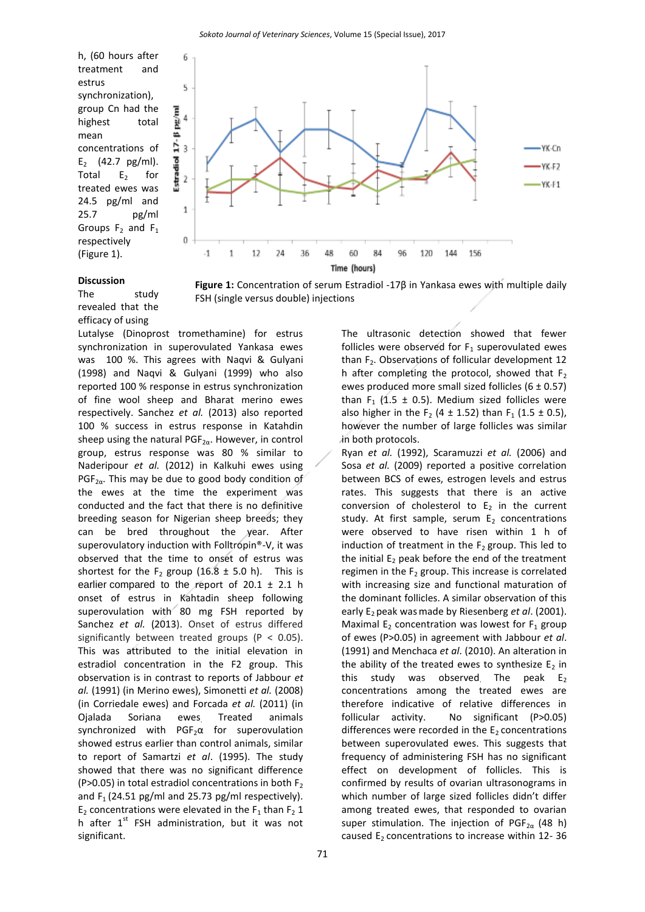h, (60 hours after treatment and estrus synchronization), group Cn had the highest total mean concentrations of $E_2$ (42.7 pg/ml). Total $E_2$ for treated ewes was 24.5 pg/ml and 25.7 pg/ml Groups $F_2$ and $F_1$ respectively (Figure 1).

Figure 1: Concentration of serum Estradiol -17β in Yankasa ewes with multiple daily FSH (single versus double) injections

## Discussion

The study revealed that the efficacy of using Lutalyse (Dinoprost tromethamine) for estrus synchronization in superovulated Yankasa ewes was 100 %. This agrees with Naqvi & Gulyani (1998) and Naqvi & Gulyani (1999) who also reported 100 % response in estrus synchronization of fine wool sheep and Bharat merino ewes respectively. Sanchez *et al.* (2013) also reported 100 % success in estrus response in Katahdin sheep using the natural $PGF_{2\alpha}$. However, in control group, estrus response was 80 % similar to Naderipour *et al.* (2012) in Kalkuhi ewes using $PGF_{2\alpha}$. This may be due to good body condition of the ewes at the time the experiment was conducted and the fact that there is no definitive breeding season for Nigerian sheep breeds; they can be bred throughout the year. After superovulatory induction with Folltropin®-V, it was observed that the time to onset of estrus was shortest for the $F_2$ group (16.8 ± 5.0 h). This is earlier compared to the report of 20.1 ± 2.1 h onset of estrus in Kahtadin sheep following superovulation with 80 mg FSH reported by Sanchez *et al.* (2013). Onset of estrus differed significantly between treated groups ($P < 0.05$). This was attributed to the initial elevation in estradiol concentration in the F2 group. This observation is in contrast to reports of Jabbour *et al.* (1991) (in Merino ewes), Simonetti *et al.* (2008) (in Corriedale ewes) and Forcada *et al.* (2011) (in Ojalada Soriana ewes. Treated animals synchronized with $PGF_2\alpha$ for superovulation showed estrus earlier than control animals, similar to report of Samartzi *et al*. (1995). The study showed that there was no significant difference ($P>0.05$) in total estradiol concentrations in both $F_2$ and $F_1$ (24.51 pg/ml and 25.73 pg/ml respectively). $E_2$ concentrations were elevated in the $F_1$ than $F_2$ 1 h after 1st FSH administration, but it was not significant.

The ultrasonic detection showed that fewer follicles were observed for $F_1$ superovulated ewes than $F_2$. Observations of follicular development 12 h after completing the protocol, showed that $F_2$ ewes produced more small sized follicles (6 ± 0.57) than $F_1$ (1.5 ± 0.5). Medium sized follicles were also higher in the $F_2$ (4 ± 1.52) than $F_1$ (1.5 ± 0.5), however the number of large follicles was similar in both protocols.

Ryan *et al.* (1992), Scaramuzzi *et al.* (2006) and Sosa *et al.* (2009) reported a positive correlation between BCS of ewes, estrogen levels and estrus rates. This suggests that there is an active conversion of cholesterol to $E_2$ in the current study. At first sample, serum $E_2$ concentrations were observed to have risen within 1 h of induction of treatment in the $F_2$ group. This led to the initial $E_2$ peak before the end of the treatment regimen in the $F_2$ group. This increase is correlated with increasing size and functional maturation of the dominant follicles. A similar observation of this early $E_2$ peak was made by Riesenberg *et al*. (2001). Maximal $E_2$ concentration was lowest for $F_1$ group of ewes ($P>0.05$) in agreement with Jabbour *et al*. (1991) and Menchaca *et al*. (2010). An alteration in the ability of the treated ewes to synthesize $E_2$ in this study was observed. The peak $E_2$ concentrations among the treated ewes are therefore indicative of relative differences in follicular activity. No significant ($P>0.05$) differences were recorded in the $E_2$ concentrations between superovulated ewes. This suggests that frequency of administering FSH has no significant effect on development of follicles. This is confirmed by results of ovarian ultrasonograms in which number of large sized follicles didn't differ among treated ewes, that responded to ovarian super stimulation. The injection of $PGF_{2\alpha}$ (48 h) caused $E_2$ concentrations to increase within 12- 36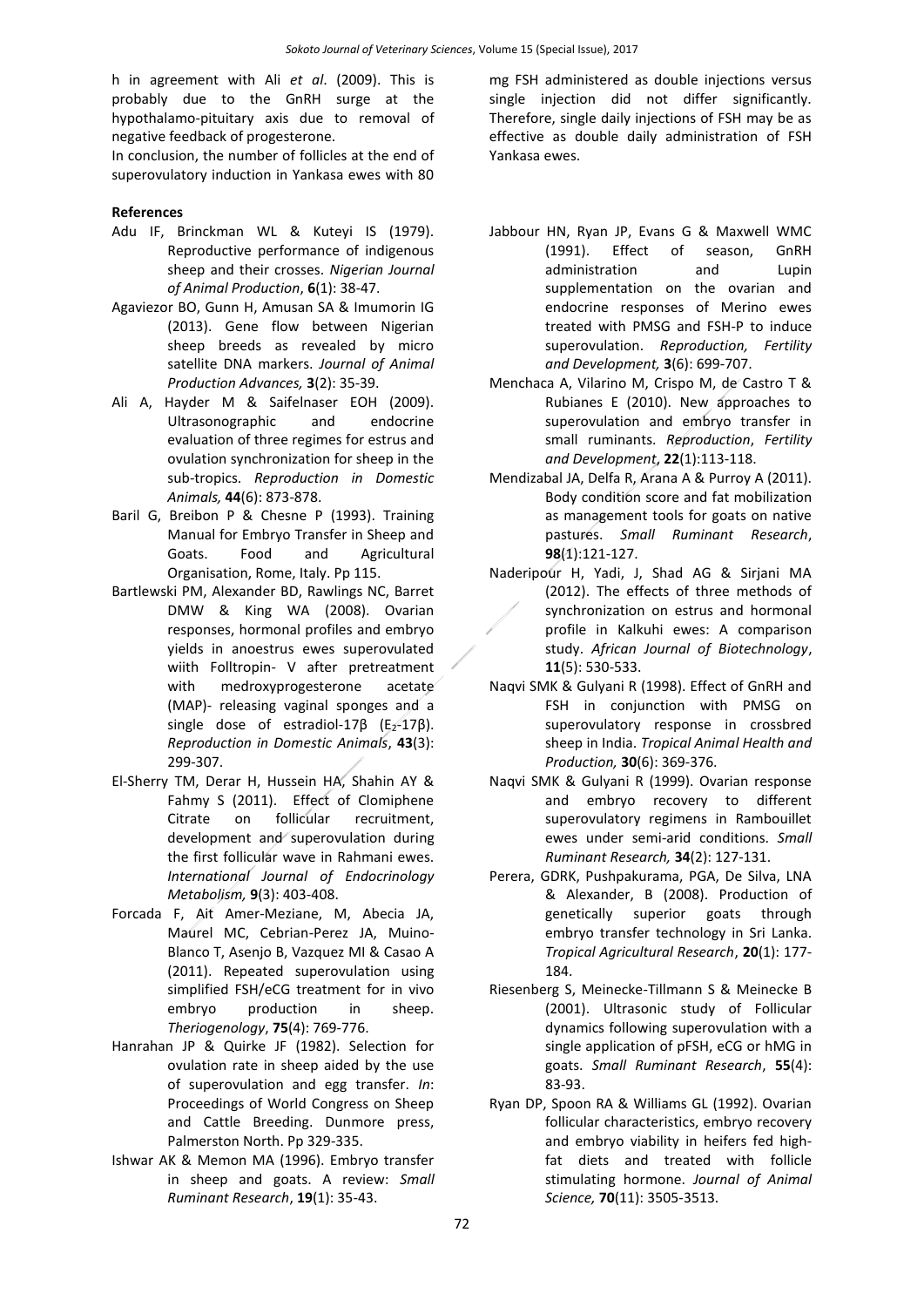h in agreement with Ali *et al*. (2009). This is probably due to the GnRH surge at the hypothalamo-pituitary axis due to removal of negative feedback of progesterone.

In conclusion, the number of follicles at the end of superovulatory induction in Yankasa ewes with 80 mg FSH administered as double injections versus single injection did not differ significantly. Therefore, single daily injections of FSH may be as effective as double daily administration of FSH Yankasa ewes.

**References**

Adu IF, Brinckman WL & Kuteyi IS (1979). Reproductive performance of indigenous sheep and their crosses. *Nigerian Journal of Animal Production*, **6**(1): 38-47.

Agaviezor BO, Gunn H, Amusan SA & Imumorin IG (2013). Gene flow between Nigerian sheep breeds as revealed by micro satellite DNA markers. *Journal of Animal Production Advances,* **3**(2): 35-39.

Ali A, Hayder M & Saifelnaser EOH (2009). Ultrasonographic and endocrine evaluation of three regimes for estrus and ovulation synchronization for sheep in the sub-tropics. *Reproduction in Domestic Animals,* **44**(6): 873-878.

Baril G, Breibon P & Chesne P (1993). Training Manual for Embryo Transfer in Sheep and Goats. Food and Agricultural Organisation, Rome, Italy. Pp 115.

Bartlewski PM, Alexander BD, Rawlings NC, Barret DMW & King WA (2008). Ovarian responses, hormonal profiles and embryo yields in anoestrus ewes superovulated wiith Folltropin- V after pretreatment with medroxyprogesterone acetate (MAP)- releasing vaginal sponges and a single dose of estradiol-17β ($E_2$-17β). *Reproduction in Domestic Animals*, **43**(3): 299-307.

El-Sherry TM, Derar H, Hussein HA, Shahin AY & Fahmy S (2011). Effect of Clomiphene Citrate on follicular recruitment, development and superovulation during the first follicular wave in Rahmani ewes. *International Journal of Endocrinology Metabolism,* **9**(3): 403-408.

Forcada F, Ait Amer-Meziane, M, Abecia JA, Maurel MC, Cebrian-Perez JA, Muino-Blanco T, Asenjo B, Vazquez MI & Casao A (2011). Repeated superovulation using simplified FSH/eCG treatment for in vivo embryo production in sheep. *Theriogenology*, **75**(4): 769-776.

Hanrahan JP & Quirke JF (1982). Selection for ovulation rate in sheep aided by the use of superovulation and egg transfer. *In*: Proceedings of World Congress on Sheep and Cattle Breeding. Dunmore press, Palmerston North. Pp 329-335.

Ishwar AK & Memon MA (1996). Embryo transfer in sheep and goats. A review: *Small Ruminant Research*, **19**(1): 35-43.

Jabbour HN, Ryan JP, Evans G & Maxwell WMC (1991). Effect of season, GnRH administration and Lupin supplementation on the ovarian and endocrine responses of Merino ewes treated with PMSG and FSH-P to induce superovulation. *Reproduction, Fertility and Development,* **3**(6): 699-707.

Menchaca A, Vilarino M, Crispo M, de Castro T & Rubianes E (2010). New approaches to superovulation and embryo transfer in small ruminants. *Reproduction*, *Fertility and Development*, **22**(1):113-118.

Mendizabal JA, Delfa R, Arana A & Purroy A (2011). Body condition score and fat mobilization as management tools for goats on native pastures. *Small Ruminant Research*, **98**(1):121-127.

Naderipour H, Yadi, J, Shad AG & Sirjani MA (2012). The effects of three methods of synchronization on estrus and hormonal profile in Kalkuhi ewes: A comparison study. *African Journal of Biotechnology*, **11**(5): 530-533.

Naqvi SMK & Gulyani R (1998). Effect of GnRH and FSH in conjunction with PMSG on superovulatory response in crossbred sheep in India. *Tropical Animal Health and Production,* **30**(6): 369-376.

Naqvi SMK & Gulyani R (1999). Ovarian response and embryo recovery to different superovulatory regimens in Rambouillet ewes under semi-arid conditions. *Small Ruminant Research,* **34**(2): 127-131.

Perera, GDRK, Pushpakurama, PGA, De Silva, LNA & Alexander, B (2008). Production of genetically superior goats through embryo transfer technology in Sri Lanka. *Tropical Agricultural Research*, **20**(1): 177-184.

Riesenberg S, Meinecke-Tillmann S & Meinecke B (2001). Ultrasonic study of Follicular dynamics following superovulation with a single application of pFSH, eCG or hMG in goats. *Small Ruminant Research*, **55**(4): 83-93.

Ryan DP, Spoon RA & Williams GL (1992). Ovarian follicular characteristics, embryo recovery and embryo viability in heifers fed high-fat diets and treated with follicle stimulating hormone. *Journal of Animal Science,* **70**(11): 3505-3513.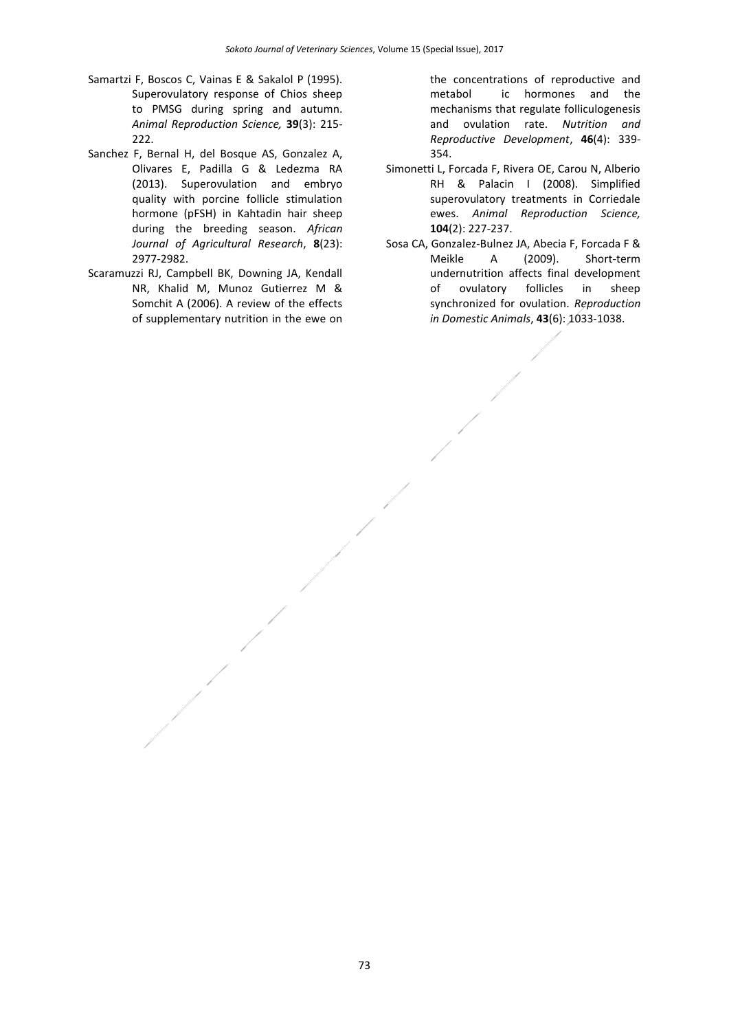Samartzi F, Boscos C, Vainas E & Sakalol P (1995). Superovulatory response of Chios sheep to PMSG during spring and autumn. *Animal Reproduction Science,* **39**(3): 215-222.

Sanchez F, Bernal H, del Bosque AS, Gonzalez A, Olivares E, Padilla G & Ledezma RA (2013). Superovulation and embryo quality with porcine follicle stimulation hormone (pFSH) in Kahtadin hair sheep during the breeding season. *African Journal of Agricultural Research*, **8**(23): 2977-2982.

Scaramuzzi RJ, Campbell BK, Downing JA, Kendall NR, Khalid M, Munoz Gutierrez M & Somchit A (2006). A review of the effects of supplementary nutrition in the ewe on the concentrations of reproductive and metabol ic hormones and the mechanisms that regulate folliculogenesis and ovulation rate. *Nutrition and Reproductive Development*, **46**(4): 339-354.

Simonetti L, Forcada F, Rivera OE, Carou N, Alberio RH & Palacin I (2008). Simplified superovulatory treatments in Corriedale ewes. *Animal Reproduction Science,* **104**(2): 227-237.

Sosa CA, Gonzalez-Bulnez JA, Abecia F, Forcada F & Meikle A (2009). Short-term undernutrition affects final development of ovulatory follicles in sheep synchronized for ovulation. *Reproduction in Domestic Animals*, **43**(6): 1033-1038.